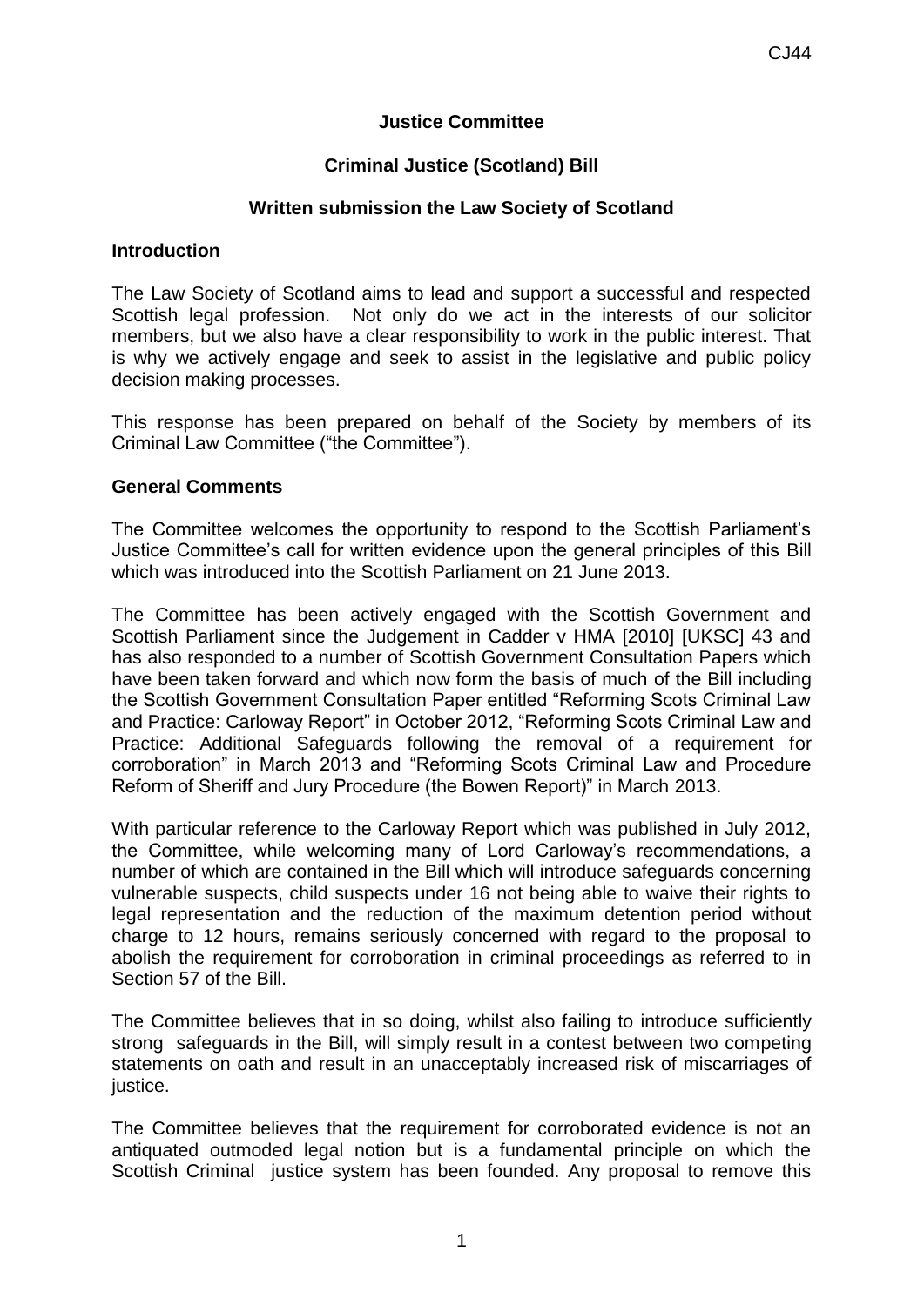**Justice Committee**

**Criminal Justice (Scotland) Bill**

**Written submission the Law Society of Scotland**

**Introduction**

The Law Society of Scotland aims to lead and support a successful and respected Scottish legal profession. Not only do we act in the interests of our solicitor members, but we also have a clear responsibility to work in the public interest. That is why we actively engage and seek to assist in the legislative and public policy decision making processes.

This response has been prepared on behalf of the Society by members of its Criminal Law Committee ("the Committee").

**General Comments**

The Committee welcomes the opportunity to respond to the Scottish Parliament's Justice Committee's call for written evidence upon the general principles of this Bill which was introduced into the Scottish Parliament on 21 June 2013.

The Committee has been actively engaged with the Scottish Government and Scottish Parliament since the Judgement in Cadder v HMA [2010] [UKSC] 43 and has also responded to a number of Scottish Government Consultation Papers which have been taken forward and which now form the basis of much of the Bill including the Scottish Government Consultation Paper entitled "Reforming Scots Criminal Law and Practice: Carloway Report" in October 2012, "Reforming Scots Criminal Law and Practice: Additional Safeguards following the removal of a requirement for corroboration" in March 2013 and "Reforming Scots Criminal Law and Procedure Reform of Sheriff and Jury Procedure (the Bowen Report)" in March 2013.

With particular reference to the Carloway Report which was published in July 2012, the Committee, while welcoming many of Lord Carloway's recommendations, a number of which are contained in the Bill which will introduce safeguards concerning vulnerable suspects, child suspects under 16 not being able to waive their rights to legal representation and the reduction of the maximum detention period without charge to 12 hours, remains seriously concerned with regard to the proposal to abolish the requirement for corroboration in criminal proceedings as referred to in Section 57 of the Bill.

The Committee believes that in so doing, whilst also failing to introduce sufficiently strong safeguards in the Bill, will simply result in a contest between two competing statements on oath and result in an unacceptably increased risk of miscarriages of justice.

The Committee believes that the requirement for corroborated evidence is not an antiquated outmoded legal notion but is a fundamental principle on which the Scottish Criminal justice system has been founded. Any proposal to remove this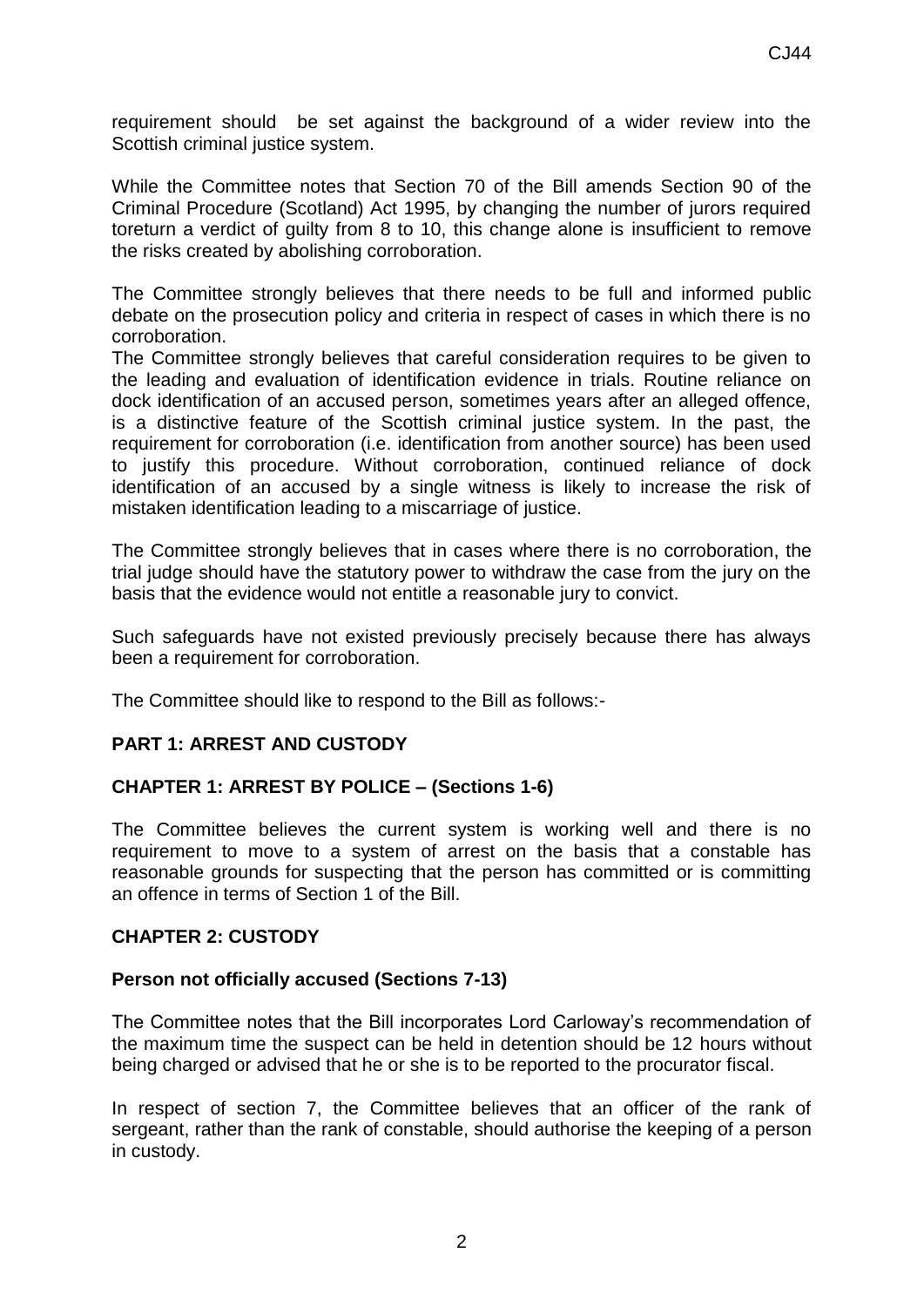requirement should be set against the background of a wider review into the Scottish criminal justice system.

While the Committee notes that Section 70 of the Bill amends Section 90 of the Criminal Procedure (Scotland) Act 1995, by changing the number of jurors required toreturn a verdict of guilty from 8 to 10, this change alone is insufficient to remove the risks created by abolishing corroboration.

The Committee strongly believes that there needs to be full and informed public debate on the prosecution policy and criteria in respect of cases in which there is no corroboration.

The Committee strongly believes that careful consideration requires to be given to the leading and evaluation of identification evidence in trials. Routine reliance on dock identification of an accused person, sometimes years after an alleged offence, is a distinctive feature of the Scottish criminal justice system. In the past, the requirement for corroboration (i.e. identification from another source) has been used to justify this procedure. Without corroboration, continued reliance of dock identification of an accused by a single witness is likely to increase the risk of mistaken identification leading to a miscarriage of justice.

The Committee strongly believes that in cases where there is no corroboration, the trial judge should have the statutory power to withdraw the case from the jury on the basis that the evidence would not entitle a reasonable jury to convict.

Such safeguards have not existed previously precisely because there has always been a requirement for corroboration.

The Committee should like to respond to the Bill as follows:-

## PART 1: ARREST AND CUSTODY

### CHAPTER 1: ARREST BY POLICE – (Sections 1-6)

The Committee believes the current system is working well and there is no requirement to move to a system of arrest on the basis that a constable has reasonable grounds for suspecting that the person has committed or is committing an offence in terms of Section 1 of the Bill.

### CHAPTER 2: CUSTODY

#### Person not officially accused (Sections 7-13)

The Committee notes that the Bill incorporates Lord Carloway's recommendation of the maximum time the suspect can be held in detention should be 12 hours without being charged or advised that he or she is to be reported to the procurator fiscal.

In respect of section 7, the Committee believes that an officer of the rank of sergeant, rather than the rank of constable, should authorise the keeping of a person in custody.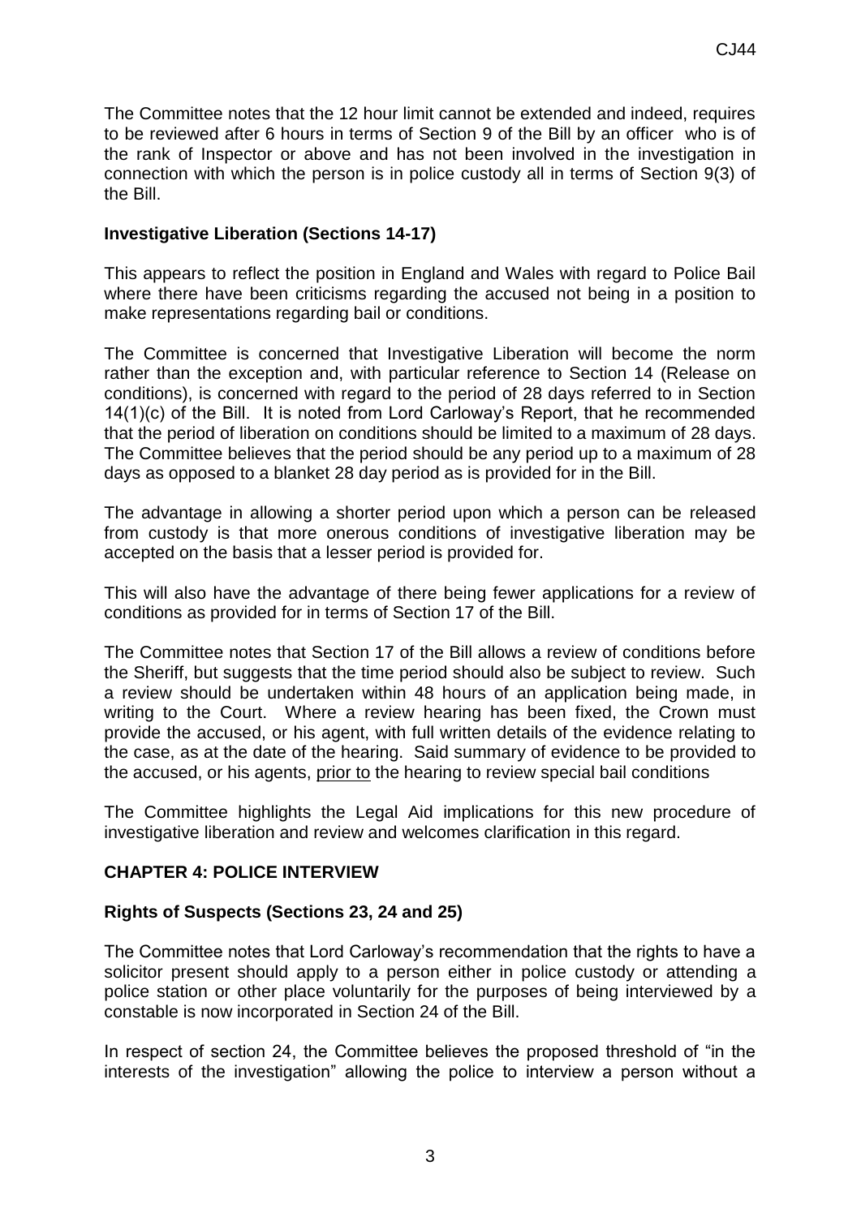The Committee notes that the 12 hour limit cannot be extended and indeed, requires to be reviewed after 6 hours in terms of Section 9 of the Bill by an officer who is of the rank of Inspector or above and has not been involved in the investigation in connection with which the person is in police custody all in terms of Section 9(3) of the Bill.

**Investigative Liberation (Sections 14-17)**

This appears to reflect the position in England and Wales with regard to Police Bail where there have been criticisms regarding the accused not being in a position to make representations regarding bail or conditions.

The Committee is concerned that Investigative Liberation will become the norm rather than the exception and, with particular reference to Section 14 (Release on conditions), is concerned with regard to the period of 28 days referred to in Section 14(1)(c) of the Bill. It is noted from Lord Carloway's Report, that he recommended that the period of liberation on conditions should be limited to a maximum of 28 days. The Committee believes that the period should be any period up to a maximum of 28 days as opposed to a blanket 28 day period as is provided for in the Bill.

The advantage in allowing a shorter period upon which a person can be released from custody is that more onerous conditions of investigative liberation may be accepted on the basis that a lesser period is provided for.

This will also have the advantage of there being fewer applications for a review of conditions as provided for in terms of Section 17 of the Bill.

The Committee notes that Section 17 of the Bill allows a review of conditions before the Sheriff, but suggests that the time period should also be subject to review. Such a review should be undertaken within 48 hours of an application being made, in writing to the Court. Where a review hearing has been fixed, the Crown must provide the accused, or his agent, with full written details of the evidence relating to the case, as at the date of the hearing. Said summary of evidence to be provided to the accused, or his agents, <u>prior to</u> the hearing to review special bail conditions

The Committee highlights the Legal Aid implications for this new procedure of investigative liberation and review and welcomes clarification in this regard.

## CHAPTER 4: POLICE INTERVIEW

**Rights of Suspects (Sections 23, 24 and 25)**

The Committee notes that Lord Carloway's recommendation that the rights to have a solicitor present should apply to a person either in police custody or attending a police station or other place voluntarily for the purposes of being interviewed by a constable is now incorporated in Section 24 of the Bill.

In respect of section 24, the Committee believes the proposed threshold of "in the interests of the investigation" allowing the police to interview a person without a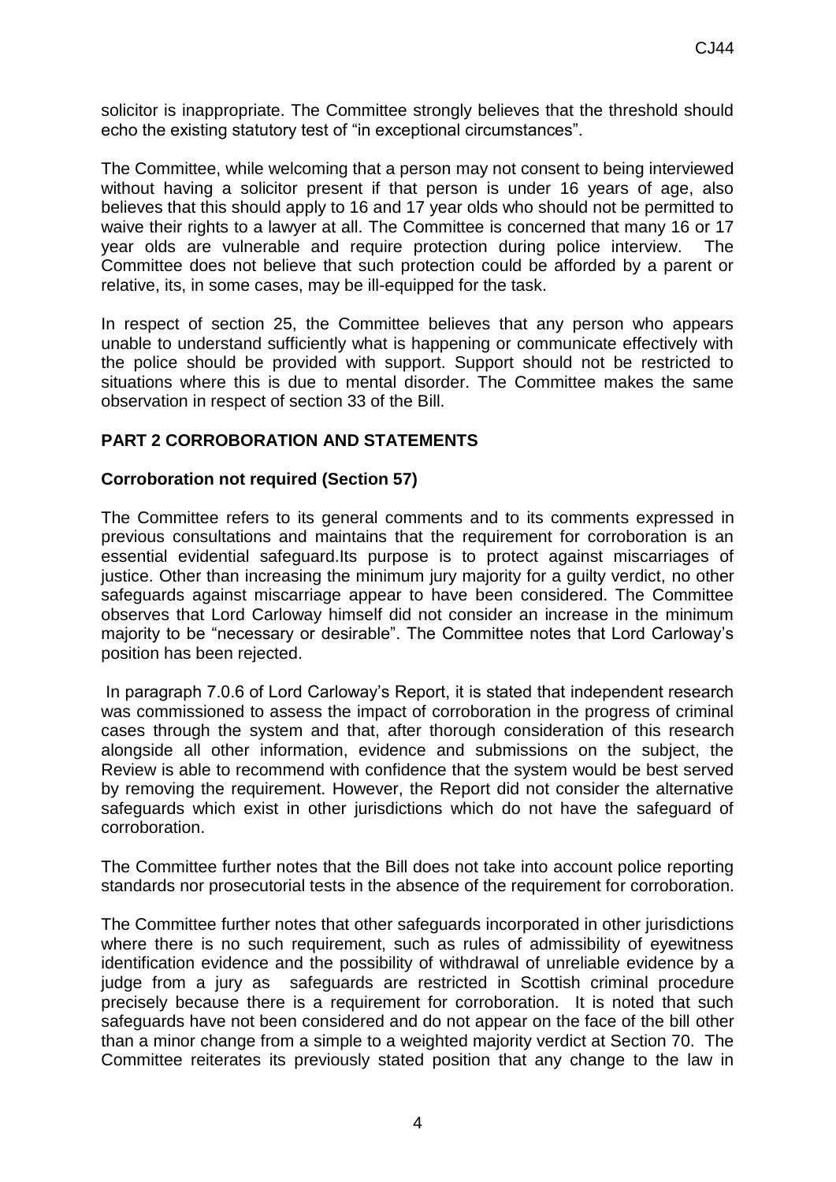solicitor is inappropriate. The Committee strongly believes that the threshold should echo the existing statutory test of "in exceptional circumstances".

The Committee, while welcoming that a person may not consent to being interviewed without having a solicitor present if that person is under 16 years of age, also believes that this should apply to 16 and 17 year olds who should not be permitted to waive their rights to a lawyer at all. The Committee is concerned that many 16 or 17 year olds are vulnerable and require protection during police interview. The Committee does not believe that such protection could be afforded by a parent or relative, its, in some cases, may be ill-equipped for the task.

In respect of section 25, the Committee believes that any person who appears unable to understand sufficiently what is happening or communicate effectively with the police should be provided with support. Support should not be restricted to situations where this is due to mental disorder. The Committee makes the same observation in respect of section 33 of the Bill.

## PART 2 CORROBORATION AND STATEMENTS

### Corroboration not required (Section 57)

The Committee refers to its general comments and to its comments expressed in previous consultations and maintains that the requirement for corroboration is an essential evidential safeguard.Its purpose is to protect against miscarriages of justice. Other than increasing the minimum jury majority for a guilty verdict, no other safeguards against miscarriage appear to have been considered. The Committee observes that Lord Carloway himself did not consider an increase in the minimum majority to be "necessary or desirable". The Committee notes that Lord Carloway's position has been rejected.

In paragraph 7.0.6 of Lord Carloway's Report, it is stated that independent research was commissioned to assess the impact of corroboration in the progress of criminal cases through the system and that, after thorough consideration of this research alongside all other information, evidence and submissions on the subject, the Review is able to recommend with confidence that the system would be best served by removing the requirement. However, the Report did not consider the alternative safeguards which exist in other jurisdictions which do not have the safeguard of corroboration.

The Committee further notes that the Bill does not take into account police reporting standards nor prosecutorial tests in the absence of the requirement for corroboration.

The Committee further notes that other safeguards incorporated in other jurisdictions where there is no such requirement, such as rules of admissibility of eyewitness identification evidence and the possibility of withdrawal of unreliable evidence by a judge from a jury as safeguards are restricted in Scottish criminal procedure precisely because there is a requirement for corroboration. It is noted that such safeguards have not been considered and do not appear on the face of the bill other than a minor change from a simple to a weighted majority verdict at Section 70. The Committee reiterates its previously stated position that any change to the law in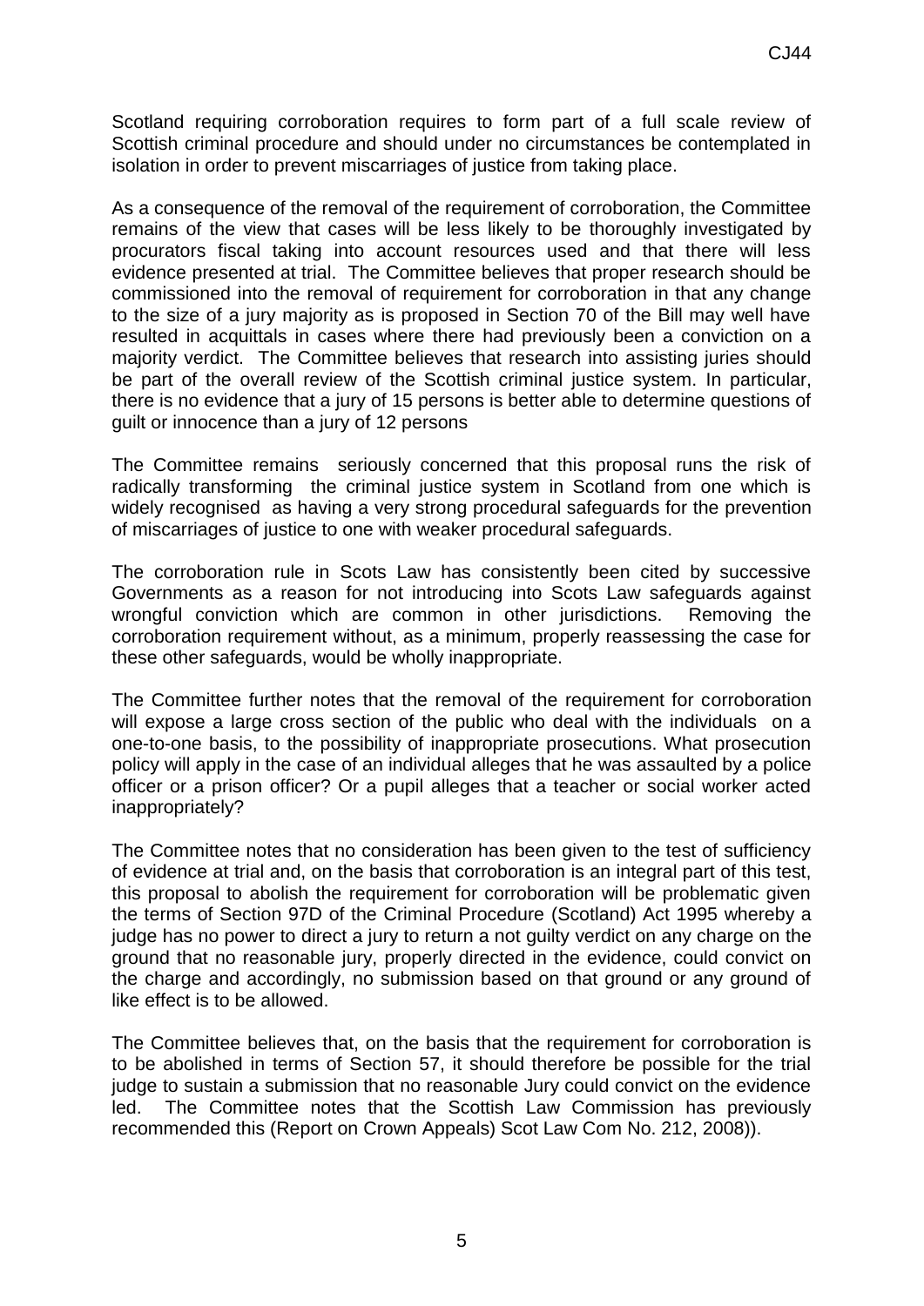Scotland requiring corroboration requires to form part of a full scale review of Scottish criminal procedure and should under no circumstances be contemplated in isolation in order to prevent miscarriages of justice from taking place.

As a consequence of the removal of the requirement of corroboration, the Committee remains of the view that cases will be less likely to be thoroughly investigated by procurators fiscal taking into account resources used and that there will less evidence presented at trial. The Committee believes that proper research should be commissioned into the removal of requirement for corroboration in that any change to the size of a jury majority as is proposed in Section 70 of the Bill may well have resulted in acquittals in cases where there had previously been a conviction on a majority verdict. The Committee believes that research into assisting juries should be part of the overall review of the Scottish criminal justice system. In particular, there is no evidence that a jury of 15 persons is better able to determine questions of guilt or innocence than a jury of 12 persons

The Committee remains seriously concerned that this proposal runs the risk of radically transforming the criminal justice system in Scotland from one which is widely recognised as having a very strong procedural safeguards for the prevention of miscarriages of justice to one with weaker procedural safeguards.

The corroboration rule in Scots Law has consistently been cited by successive Governments as a reason for not introducing into Scots Law safeguards against wrongful conviction which are common in other jurisdictions. Removing the corroboration requirement without, as a minimum, properly reassessing the case for these other safeguards, would be wholly inappropriate.

The Committee further notes that the removal of the requirement for corroboration will expose a large cross section of the public who deal with the individuals on a one-to-one basis, to the possibility of inappropriate prosecutions. What prosecution policy will apply in the case of an individual alleges that he was assaulted by a police officer or a prison officer? Or a pupil alleges that a teacher or social worker acted inappropriately?

The Committee notes that no consideration has been given to the test of sufficiency of evidence at trial and, on the basis that corroboration is an integral part of this test, this proposal to abolish the requirement for corroboration will be problematic given the terms of Section 97D of the Criminal Procedure (Scotland) Act 1995 whereby a judge has no power to direct a jury to return a not guilty verdict on any charge on the ground that no reasonable jury, properly directed in the evidence, could convict on the charge and accordingly, no submission based on that ground or any ground of like effect is to be allowed.

The Committee believes that, on the basis that the requirement for corroboration is to be abolished in terms of Section 57, it should therefore be possible for the trial judge to sustain a submission that no reasonable Jury could convict on the evidence led. The Committee notes that the Scottish Law Commission has previously recommended this (Report on Crown Appeals) Scot Law Com No. 212, 2008)).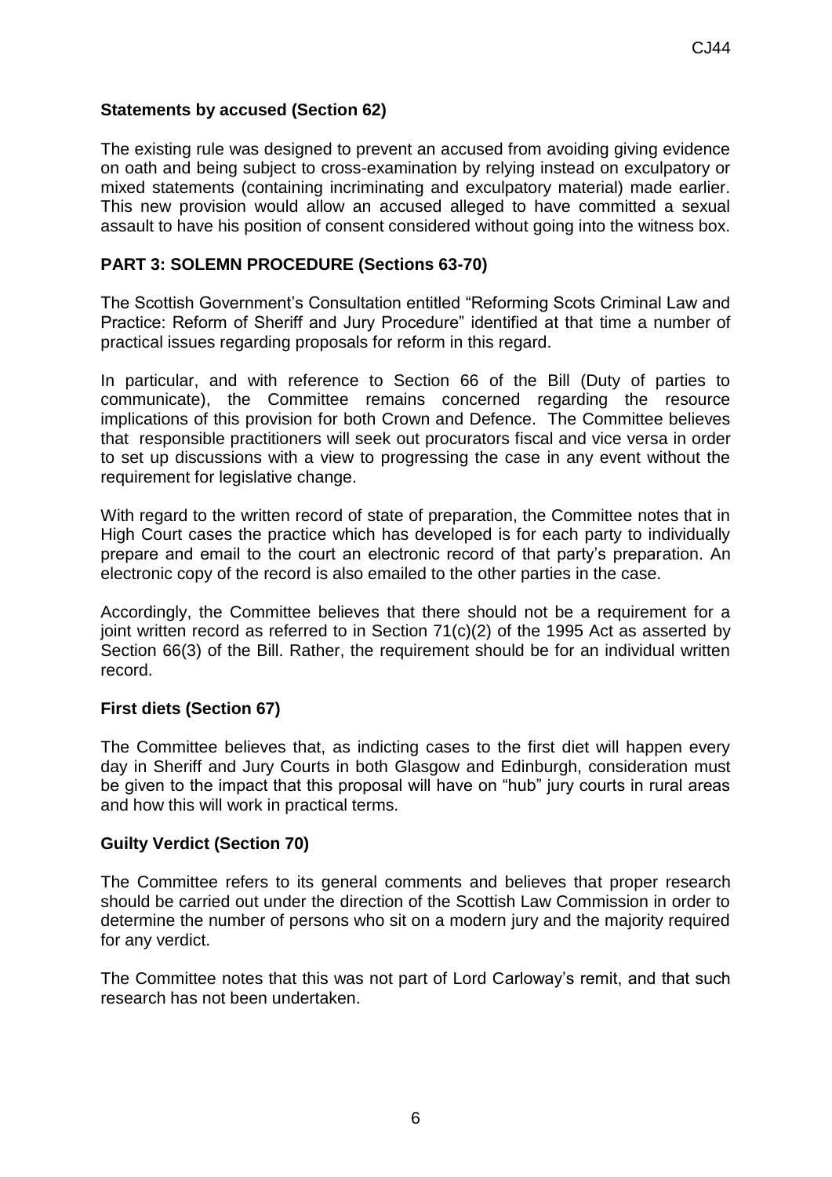**Statements by accused (Section 62)**

The existing rule was designed to prevent an accused from avoiding giving evidence on oath and being subject to cross-examination by relying instead on exculpatory or mixed statements (containing incriminating and exculpatory material) made earlier. This new provision would allow an accused alleged to have committed a sexual assault to have his position of consent considered without going into the witness box.

**PART 3: SOLEMN PROCEDURE (Sections 63-70)**

The Scottish Government's Consultation entitled "Reforming Scots Criminal Law and Practice: Reform of Sheriff and Jury Procedure" identified at that time a number of practical issues regarding proposals for reform in this regard.

In particular, and with reference to Section 66 of the Bill (Duty of parties to communicate), the Committee remains concerned regarding the resource implications of this provision for both Crown and Defence. The Committee believes that responsible practitioners will seek out procurators fiscal and vice versa in order to set up discussions with a view to progressing the case in any event without the requirement for legislative change.

With regard to the written record of state of preparation, the Committee notes that in High Court cases the practice which has developed is for each party to individually prepare and email to the court an electronic record of that party's preparation. An electronic copy of the record is also emailed to the other parties in the case.

Accordingly, the Committee believes that there should not be a requirement for a joint written record as referred to in Section 71(c)(2) of the 1995 Act as asserted by Section 66(3) of the Bill. Rather, the requirement should be for an individual written record.

**First diets (Section 67)**

The Committee believes that, as indicting cases to the first diet will happen every day in Sheriff and Jury Courts in both Glasgow and Edinburgh, consideration must be given to the impact that this proposal will have on "hub" jury courts in rural areas and how this will work in practical terms.

**Guilty Verdict (Section 70)**

The Committee refers to its general comments and believes that proper research should be carried out under the direction of the Scottish Law Commission in order to determine the number of persons who sit on a modern jury and the majority required for any verdict.

The Committee notes that this was not part of Lord Carloway's remit, and that such research has not been undertaken.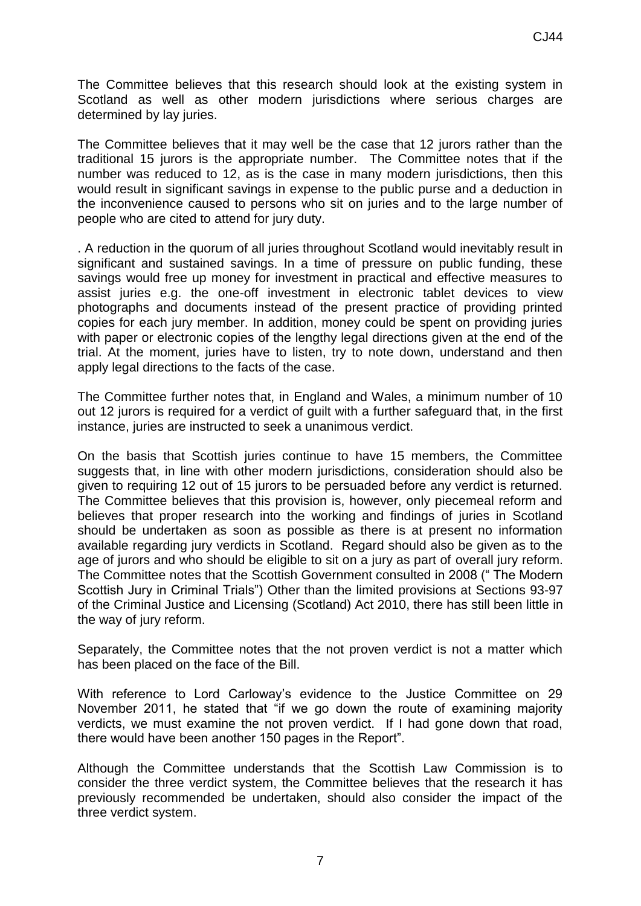The Committee believes that this research should look at the existing system in Scotland as well as other modern jurisdictions where serious charges are determined by lay juries.

The Committee believes that it may well be the case that 12 jurors rather than the traditional 15 jurors is the appropriate number. The Committee notes that if the number was reduced to 12, as is the case in many modern jurisdictions, then this would result in significant savings in expense to the public purse and a deduction in the inconvenience caused to persons who sit on juries and to the large number of people who are cited to attend for jury duty.

. A reduction in the quorum of all juries throughout Scotland would inevitably result in significant and sustained savings. In a time of pressure on public funding, these savings would free up money for investment in practical and effective measures to assist juries e.g. the one-off investment in electronic tablet devices to view photographs and documents instead of the present practice of providing printed copies for each jury member. In addition, money could be spent on providing juries with paper or electronic copies of the lengthy legal directions given at the end of the trial. At the moment, juries have to listen, try to note down, understand and then apply legal directions to the facts of the case.

The Committee further notes that, in England and Wales, a minimum number of 10 out 12 jurors is required for a verdict of guilt with a further safeguard that, in the first instance, juries are instructed to seek a unanimous verdict.

On the basis that Scottish juries continue to have 15 members, the Committee suggests that, in line with other modern jurisdictions, consideration should also be given to requiring 12 out of 15 jurors to be persuaded before any verdict is returned. The Committee believes that this provision is, however, only piecemeal reform and believes that proper research into the working and findings of juries in Scotland should be undertaken as soon as possible as there is at present no information available regarding jury verdicts in Scotland. Regard should also be given as to the age of jurors and who should be eligible to sit on a jury as part of overall jury reform. The Committee notes that the Scottish Government consulted in 2008 (" The Modern Scottish Jury in Criminal Trials") Other than the limited provisions at Sections 93-97 of the Criminal Justice and Licensing (Scotland) Act 2010, there has still been little in the way of jury reform.

Separately, the Committee notes that the not proven verdict is not a matter which has been placed on the face of the Bill.

With reference to Lord Carloway's evidence to the Justice Committee on 29 November 2011, he stated that "if we go down the route of examining majority verdicts, we must examine the not proven verdict. If I had gone down that road, there would have been another 150 pages in the Report".

Although the Committee understands that the Scottish Law Commission is to consider the three verdict system, the Committee believes that the research it has previously recommended be undertaken, should also consider the impact of the three verdict system.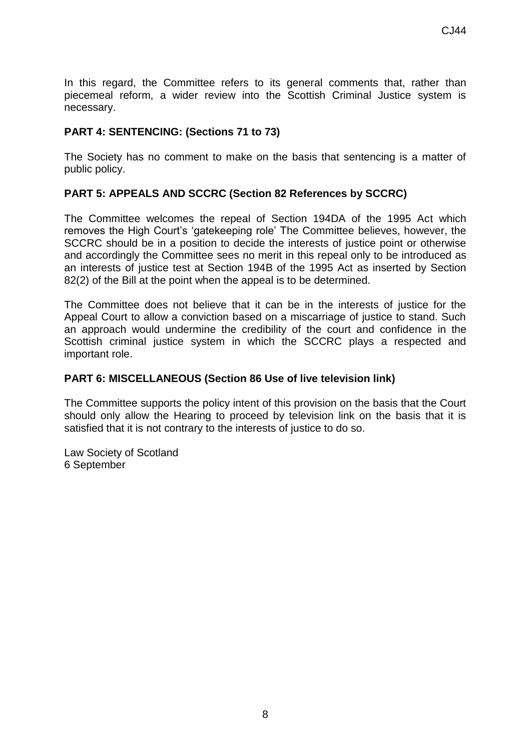In this regard, the Committee refers to its general comments that, rather than piecemeal reform, a wider review into the Scottish Criminal Justice system is necessary.

**PART 4: SENTENCING: (Sections 71 to 73)**

The Society has no comment to make on the basis that sentencing is a matter of public policy.

**PART 5: APPEALS AND SCCRC (Section 82 References by SCCRC)**

The Committee welcomes the repeal of Section 194DA of the 1995 Act which removes the High Court's 'gatekeeping role' The Committee believes, however, the SCCRC should be in a position to decide the interests of justice point or otherwise and accordingly the Committee sees no merit in this repeal only to be introduced as an interests of justice test at Section 194B of the 1995 Act as inserted by Section 82(2) of the Bill at the point when the appeal is to be determined.

The Committee does not believe that it can be in the interests of justice for the Appeal Court to allow a conviction based on a miscarriage of justice to stand. Such an approach would undermine the credibility of the court and confidence in the Scottish criminal justice system in which the SCCRC plays a respected and important role.

**PART 6: MISCELLANEOUS (Section 86 Use of live television link)**

The Committee supports the policy intent of this provision on the basis that the Court should only allow the Hearing to proceed by television link on the basis that it is satisfied that it is not contrary to the interests of justice to do so.

Law Society of Scotland
6 September